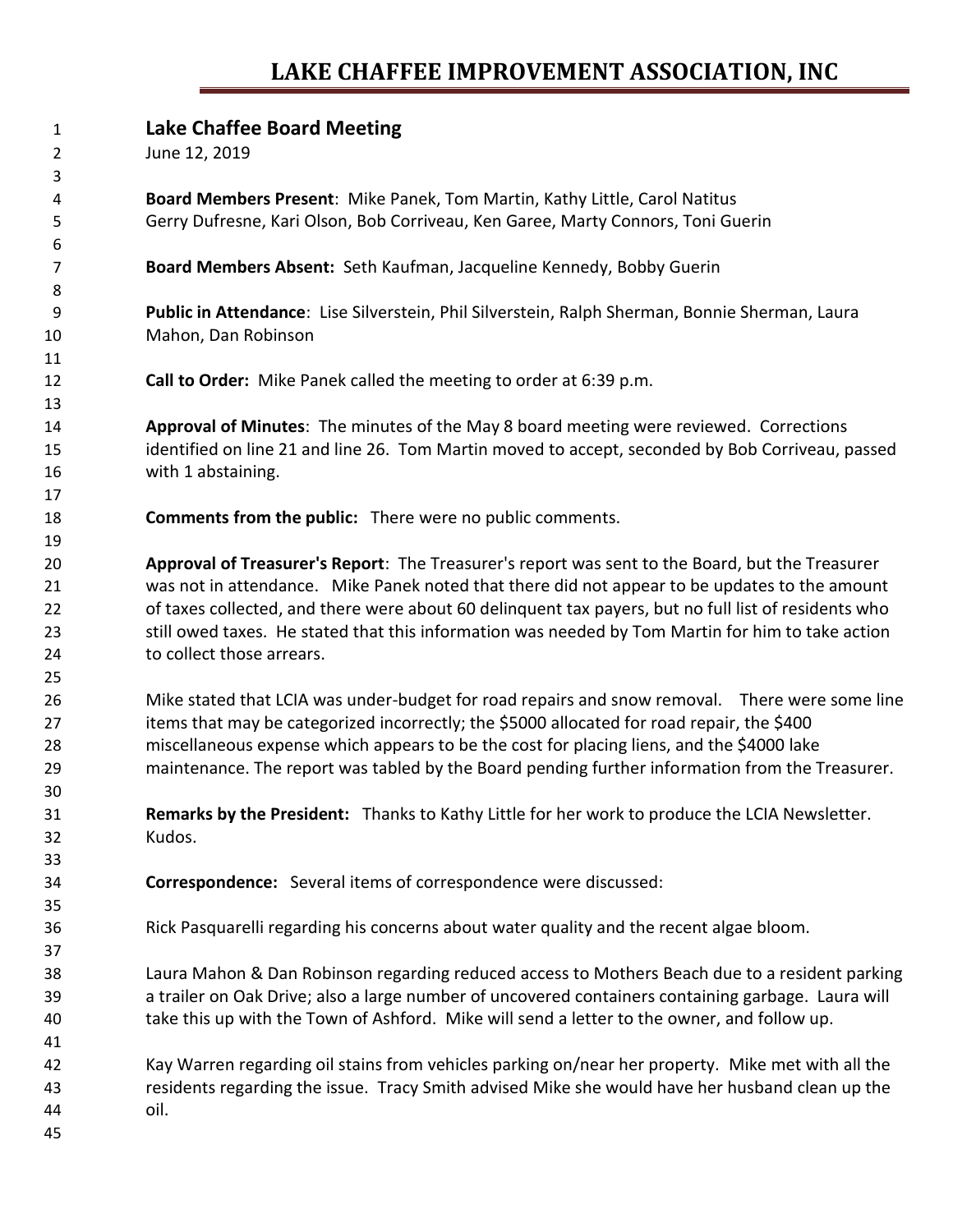# LAKE CHAFFEE IMPROVEMENT ASSOCIATION, INC

## Lake Chaffee Board Meeting

June 12, 2019

**Board Members Present**: Mike Panek, Tom Martin, Kathy Little, Carol Natitus Gerry Dufresne, Kari Olson, Bob Corriveau, Ken Garee, Marty Connors, Toni Guerin

**Board Members Absent:** Seth Kaufman, Jacqueline Kennedy, Bobby Guerin

**Public in Attendance**: Lise Silverstein, Phil Silverstein, Ralph Sherman, Bonnie Sherman, Laura Mahon, Dan Robinson

**Call to Order:** Mike Panek called the meeting to order at 6:39 p.m.

**Approval of Minutes**: The minutes of the May 8 board meeting were reviewed. Corrections identified on line 21 and line 26. Tom Martin moved to accept, seconded by Bob Corriveau, passed with 1 abstaining.

**Comments from the public:** There were no public comments.

**Approval of Treasurer's Report**: The Treasurer's report was sent to the Board, but the Treasurer was not in attendance. Mike Panek noted that there did not appear to be updates to the amount of taxes collected, and there were about 60 delinquent tax payers, but no full list of residents who still owed taxes. He stated that this information was needed by Tom Martin for him to take action to collect those arrears.

Mike stated that LCIA was under-budget for road repairs and snow removal. There were some line items that may be categorized incorrectly; the $5000 allocated for road repair, the $400 miscellaneous expense which appears to be the cost for placing liens, and the $4000 lake maintenance. The report was tabled by the Board pending further information from the Treasurer.

**Remarks by the President:** Thanks to Kathy Little for her work to produce the LCIA Newsletter. Kudos.

**Correspondence:** Several items of correspondence were discussed:

Rick Pasquarelli regarding his concerns about water quality and the recent algae bloom.

Laura Mahon & Dan Robinson regarding reduced access to Mothers Beach due to a resident parking a trailer on Oak Drive; also a large number of uncovered containers containing garbage. Laura will take this up with the Town of Ashford. Mike will send a letter to the owner, and follow up.

Kay Warren regarding oil stains from vehicles parking on/near her property. Mike met with all the residents regarding the issue. Tracy Smith advised Mike she would have her husband clean up the oil.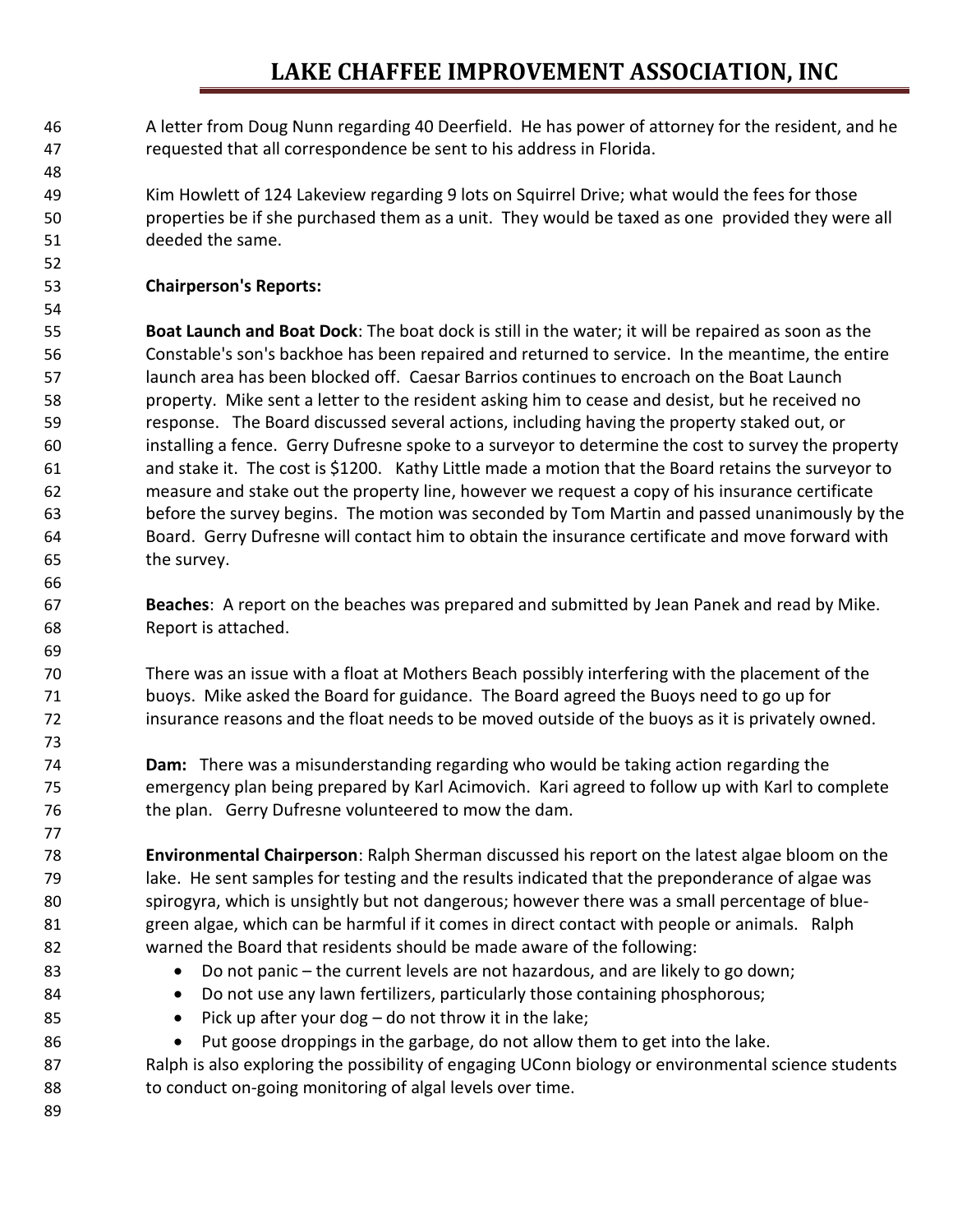A letter from Doug Nunn regarding 40 Deerfield. He has power of attorney for the resident, and he requested that all correspondence be sent to his address in Florida.

Kim Howlett of 124 Lakeview regarding 9 lots on Squirrel Drive; what would the fees for those properties be if she purchased them as a unit. They would be taxed as one provided they were all deeded the same.

**Chairperson's Reports:**

**Boat Launch and Boat Dock**: The boat dock is still in the water; it will be repaired as soon as the Constable's son's backhoe has been repaired and returned to service. In the meantime, the entire launch area has been blocked off. Caesar Barrios continues to encroach on the Boat Launch property. Mike sent a letter to the resident asking him to cease and desist, but he received no response. The Board discussed several actions, including having the property staked out, or installing a fence. Gerry Dufresne spoke to a surveyor to determine the cost to survey the property and stake it. The cost is $1200. Kathy Little made a motion that the Board retains the surveyor to measure and stake out the property line, however we request a copy of his insurance certificate before the survey begins. The motion was seconded by Tom Martin and passed unanimously by the Board. Gerry Dufresne will contact him to obtain the insurance certificate and move forward with the survey.

**Beaches**: A report on the beaches was prepared and submitted by Jean Panek and read by Mike. Report is attached.

There was an issue with a float at Mothers Beach possibly interfering with the placement of the buoys. Mike asked the Board for guidance. The Board agreed the Buoys need to go up for insurance reasons and the float needs to be moved outside of the buoys as it is privately owned.

**Dam:** There was a misunderstanding regarding who would be taking action regarding the emergency plan being prepared by Karl Acimovich. Kari agreed to follow up with Karl to complete the plan. Gerry Dufresne volunteered to mow the dam.

**Environmental Chairperson**: Ralph Sherman discussed his report on the latest algae bloom on the lake. He sent samples for testing and the results indicated that the preponderance of algae was spirogyra, which is unsightly but not dangerous; however there was a small percentage of blue-green algae, which can be harmful if it comes in direct contact with people or animals. Ralph warned the Board that residents should be made aware of the following:

- Do not panic – the current levels are not hazardous, and are likely to go down;
- Do not use any lawn fertilizers, particularly those containing phosphorous;
- Pick up after your dog – do not throw it in the lake;
- Put goose droppings in the garbage, do not allow them to get into the lake.

Ralph is also exploring the possibility of engaging UConn biology or environmental science students to conduct on-going monitoring of algal levels over time.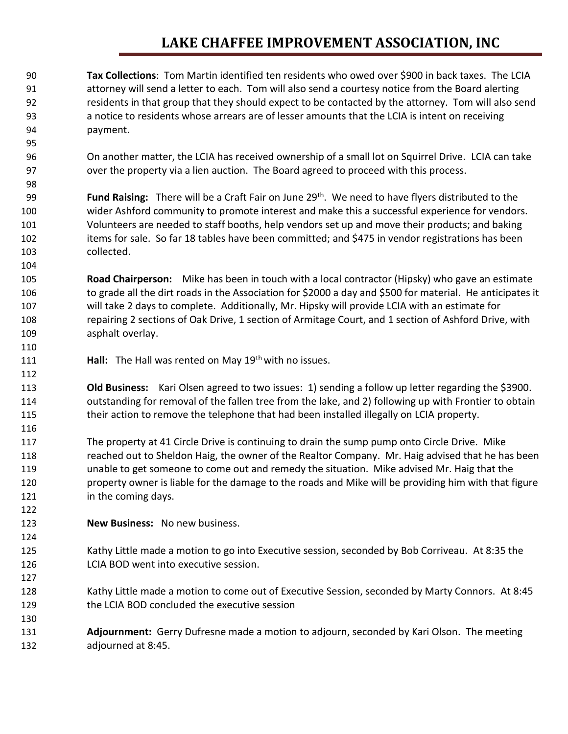**Tax Collections**: Tom Martin identified ten residents who owed over $900 in back taxes. The LCIA attorney will send a letter to each. Tom will also send a courtesy notice from the Board alerting residents in that group that they should expect to be contacted by the attorney. Tom will also send a notice to residents whose arrears are of lesser amounts that the LCIA is intent on receiving payment.

On another matter, the LCIA has received ownership of a small lot on Squirrel Drive. LCIA can take over the property via a lien auction. The Board agreed to proceed with this process.

**Fund Raising:** There will be a Craft Fair on June 29th. We need to have flyers distributed to the wider Ashford community to promote interest and make this a successful experience for vendors. Volunteers are needed to staff booths, help vendors set up and move their products; and baking items for sale. So far 18 tables have been committed; and $475 in vendor registrations has been collected.

**Road Chairperson:** Mike has been in touch with a local contractor (Hipsky) who gave an estimate to grade all the dirt roads in the Association for $2000 a day and $500 for material. He anticipates it will take 2 days to complete. Additionally, Mr. Hipsky will provide LCIA with an estimate for repairing 2 sections of Oak Drive, 1 section of Armitage Court, and 1 section of Ashford Drive, with asphalt overlay.

**Hall:** The Hall was rented on May 19th with no issues.

**Old Business:** Kari Olsen agreed to two issues: 1) sending a follow up letter regarding the $3900. outstanding for removal of the fallen tree from the lake, and 2) following up with Frontier to obtain their action to remove the telephone that had been installed illegally on LCIA property.

The property at 41 Circle Drive is continuing to drain the sump pump onto Circle Drive. Mike reached out to Sheldon Haig, the owner of the Realtor Company. Mr. Haig advised that he has been unable to get someone to come out and remedy the situation. Mike advised Mr. Haig that the property owner is liable for the damage to the roads and Mike will be providing him with that figure in the coming days.

**New Business:** No new business.

Kathy Little made a motion to go into Executive session, seconded by Bob Corriveau. At 8:35 the LCIA BOD went into executive session.

Kathy Little made a motion to come out of Executive Session, seconded by Marty Connors. At 8:45 the LCIA BOD concluded the executive session

**Adjournment:** Gerry Dufresne made a motion to adjourn, seconded by Kari Olson. The meeting adjourned at 8:45.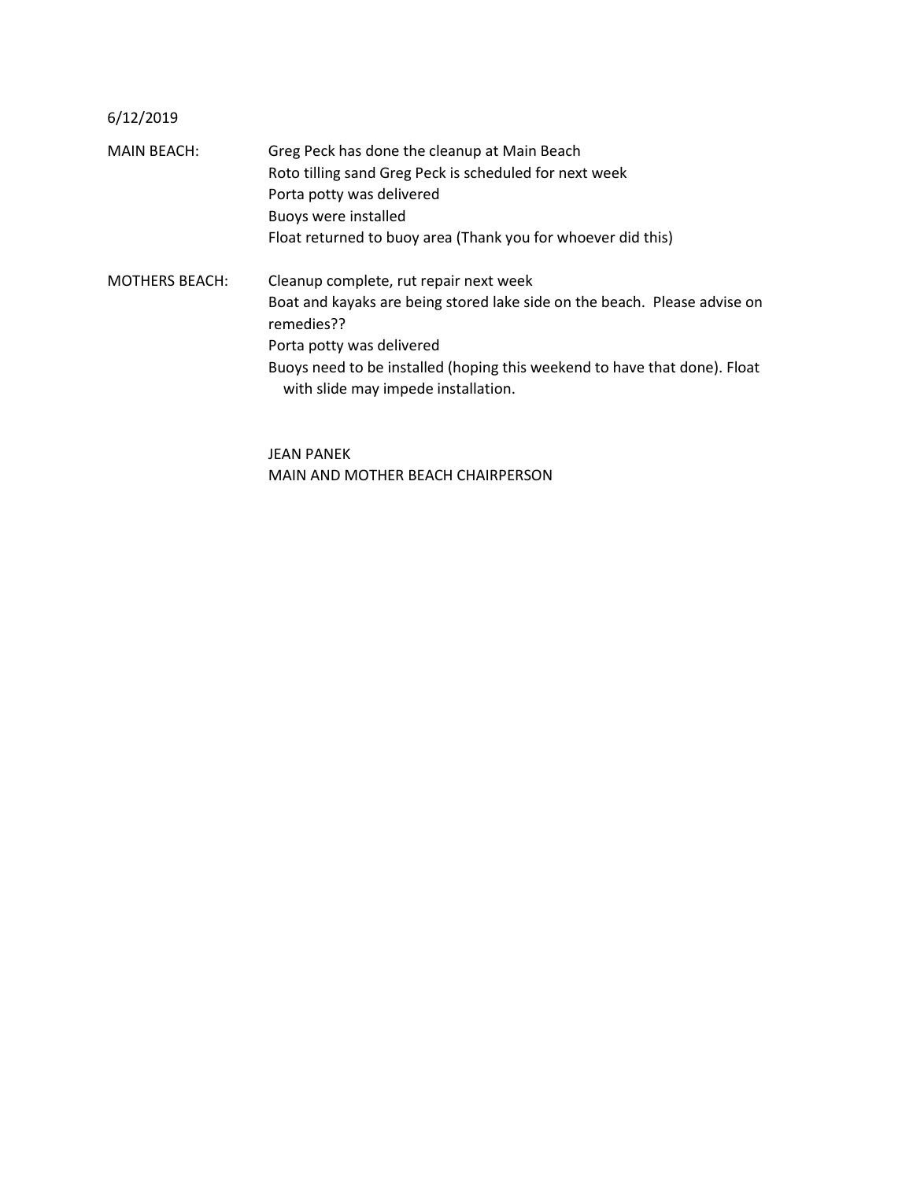6/12/2019

MAIN BEACH:

- Greg Peck has done the cleanup at Main Beach
- Roto tilling sand Greg Peck is scheduled for next week
- Porta potty was delivered
- Buoys were installed
- Float returned to buoy area (Thank you for whoever did this)

MOTHERS BEACH:

- Cleanup complete, rut repair next week
- Boat and kayaks are being stored lake side on the beach. Please advise on remedies??
- Porta potty was delivered
- Buoys need to be installed (hoping this weekend to have that done). Float with slide may impede installation.

JEAN PANEK
MAIN AND MOTHER BEACH CHAIRPERSON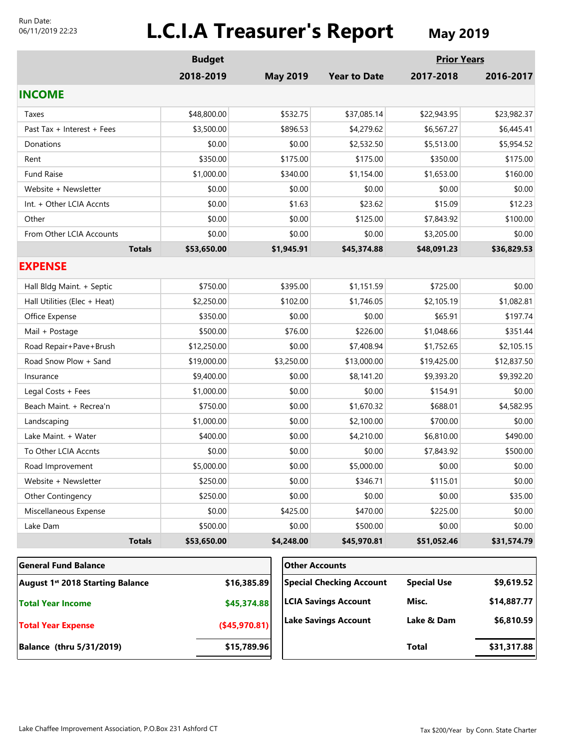Run Date:
06/11/2019 22:23

# L.C.I.A Treasurer's Report

## May 2019

| | Budget | | | Prior Years | |
|---|---|---|---|---|---|
| | 2018-2019 | May 2019 | Year to Date | 2017-2018 | 2016-2017 |
| **INCOME** | | | | | |
| Taxes | $48,800.00 | $532.75 | $37,085.14 | $22,943.95 | $23,982.37 |
| Past Tax + Interest + Fees | $3,500.00 | $896.53 | $4,279.62 | $6,567.27 | $6,445.41 |
| Donations | $0.00 | $0.00 | $2,532.50 | $5,513.00 | $5,954.52 |
| Rent | $350.00 | $175.00 | $175.00 | $350.00 | $175.00 |
| Fund Raise | $1,000.00 | $340.00 | $1,154.00 | $1,653.00 | $160.00 |
| Website + Newsletter | $0.00 | $0.00 | $0.00 | $0.00 | $0.00 |
| Int. + Other LCIA Accnts | $0.00 | $1.63 | $23.62 | $15.09 | $12.23 |
| Other | $0.00 | $0.00 | $125.00 | $7,843.92 | $100.00 |
| From Other LCIA Accounts | $0.00 | $0.00 | $0.00 | $3,205.00 | $0.00 |
| **Totals** | **$53,650.00** | **$1,945.91** | **$45,374.88** | **$48,091.23** | **$36,829.53** |
| **EXPENSE** | | | | | |
| Hall Bldg Maint. + Septic | $750.00 | $395.00 | $1,151.59 | $725.00 | $0.00 |
| Hall Utilities (Elec + Heat) | $2,250.00 | $102.00 | $1,746.05 | $2,105.19 | $1,082.81 |
| Office Expense | $350.00 | $0.00 | $0.00 | $65.91 | $197.74 |
| Mail + Postage | $500.00 | $76.00 | $226.00 | $1,048.66 | $351.44 |
| Road Repair+Pave+Brush | $12,250.00 | $0.00 | $7,408.94 | $1,752.65 | $2,105.15 |
| Road Snow Plow + Sand | $19,000.00 | $3,250.00 | $13,000.00 | $19,425.00 | $12,837.50 |
| Insurance | $9,400.00 | $0.00 | $8,141.20 | $9,393.20 | $9,392.20 |
| Legal Costs + Fees | $1,000.00 | $0.00 | $0.00 | $154.91 | $0.00 |
| Beach Maint. + Recrea'n | $750.00 | $0.00 | $1,670.32 | $688.01 | $4,582.95 |
| Landscaping | $1,000.00 | $0.00 | $2,100.00 | $700.00 | $0.00 |
| Lake Maint. + Water | $400.00 | $0.00 | $4,210.00 | $6,810.00 | $490.00 |
| To Other LCIA Accnts | $0.00 | $0.00 | $0.00 | $7,843.92 | $500.00 |
| Road Improvement | $5,000.00 | $0.00 | $5,000.00 | $0.00 | $0.00 |
| Website + Newsletter | $250.00 | $0.00 | $346.71 | $115.01 | $0.00 |
| Other Contingency | $250.00 | $0.00 | $0.00 | $0.00 | $35.00 |
| Miscellaneous Expense | $0.00 | $425.00 | $470.00 | $225.00 | $0.00 |
| Lake Dam | $500.00 | $0.00 | $500.00 | $0.00 | $0.00 |
| **Totals** | **$53,650.00** | **$4,248.00** | **$45,970.81** | **$51,052.46** | **$31,574.79** |

| General Fund Balance | |
|---|---|
| August 1st 2018 Starting Balance | $16,385.89 |
| Total Year Income | $45,374.88 |
| Total Year Expense | ($45,970.81) |
| Balance (thru 5/31/2019) | $15,789.96 |

| Other Accounts | | |
|---|---|---|
| Special Checking Account | Special Use | $9,619.52 |
| LCIA Savings Account | Misc. | $14,887.77 |
| Lake Savings Account | Lake & Dam | $6,810.59 |
| | Total | $31,317.88 |

Lake Chaffee Improvement Association, P.O.Box 231 Ashford CT

Tax $200/Year by Conn. State Charter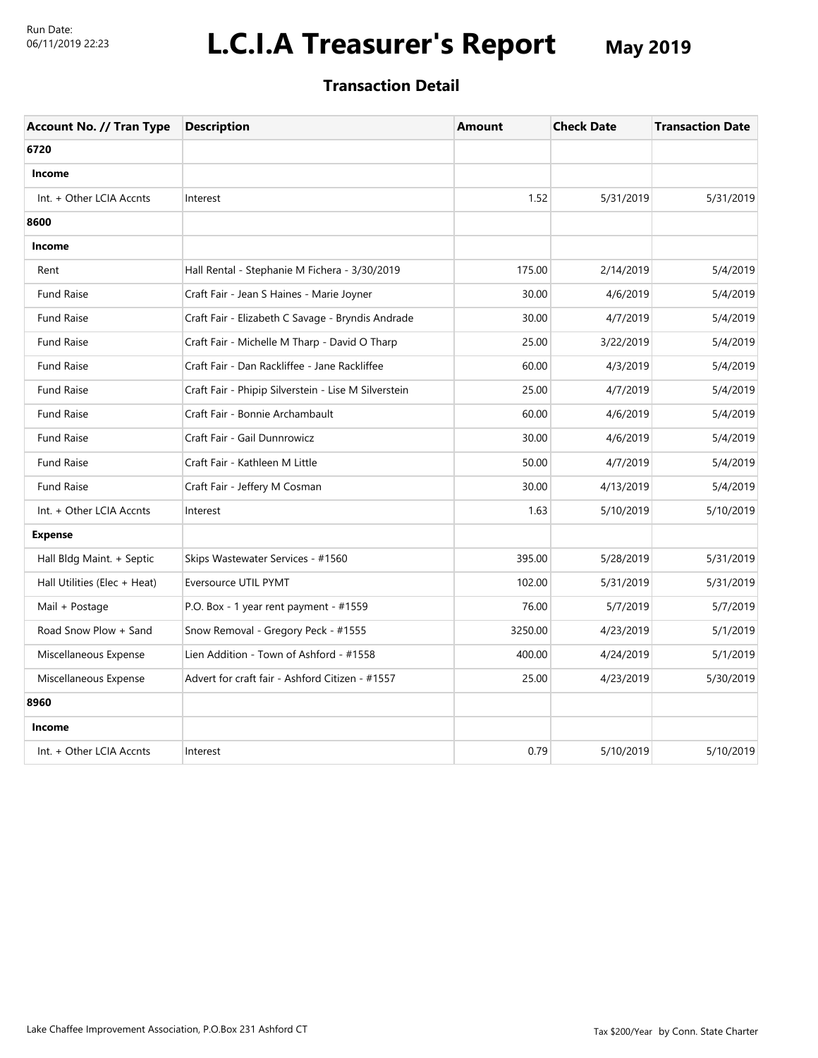Run Date:
06/11/2019 22:23

# L.C.I.A Treasurer's Report

## May 2019

### Transaction Detail

| Account No. // Tran Type | Description | Amount | Check Date | Transaction Date |
|---|---|---|---|---|
| **6720** | | | | |
| **Income** | | | | |
| Int. + Other LCIA Accnts | Interest | 1.52 | 5/31/2019 | 5/31/2019 |
| **8600** | | | | |
| **Income** | | | | |
| Rent | Hall Rental - Stephanie M Fichera - 3/30/2019 | 175.00 | 2/14/2019 | 5/4/2019 |
| Fund Raise | Craft Fair - Jean S Haines - Marie Joyner | 30.00 | 4/6/2019 | 5/4/2019 |
| Fund Raise | Craft Fair - Elizabeth C Savage - Bryndis Andrade | 30.00 | 4/7/2019 | 5/4/2019 |
| Fund Raise | Craft Fair - Michelle M Tharp - David O Tharp | 25.00 | 3/22/2019 | 5/4/2019 |
| Fund Raise | Craft Fair - Dan Rackliffee - Jane Rackliffee | 60.00 | 4/3/2019 | 5/4/2019 |
| Fund Raise | Craft Fair - Phipip Silverstein - Lise M Silverstein | 25.00 | 4/7/2019 | 5/4/2019 |
| Fund Raise | Craft Fair - Bonnie Archambault | 60.00 | 4/6/2019 | 5/4/2019 |
| Fund Raise | Craft Fair - Gail Dunnrowicz | 30.00 | 4/6/2019 | 5/4/2019 |
| Fund Raise | Craft Fair - Kathleen M Little | 50.00 | 4/7/2019 | 5/4/2019 |
| Fund Raise | Craft Fair - Jeffery M Cosman | 30.00 | 4/13/2019 | 5/4/2019 |
| Int. + Other LCIA Accnts | Interest | 1.63 | 5/10/2019 | 5/10/2019 |
| **Expense** | | | | |
| Hall Bldg Maint. + Septic | Skips Wastewater Services - #1560 | 395.00 | 5/28/2019 | 5/31/2019 |
| Hall Utilities (Elec + Heat) | Eversource UTIL PYMT | 102.00 | 5/31/2019 | 5/31/2019 |
| Mail + Postage | P.O. Box - 1 year rent payment - #1559 | 76.00 | 5/7/2019 | 5/7/2019 |
| Road Snow Plow + Sand | Snow Removal - Gregory Peck - #1555 | 3250.00 | 4/23/2019 | 5/1/2019 |
| Miscellaneous Expense | Lien Addition - Town of Ashford - #1558 | 400.00 | 4/24/2019 | 5/1/2019 |
| Miscellaneous Expense | Advert for craft fair - Ashford Citizen - #1557 | 25.00 | 4/23/2019 | 5/30/2019 |
| **8960** | | | | |
| **Income** | | | | |
| Int. + Other LCIA Accnts | Interest | 0.79 | 5/10/2019 | 5/10/2019 |

Lake Chaffee Improvement Association, P.O.Box 231 Ashford CT

Tax $200/Year by Conn. State Charter